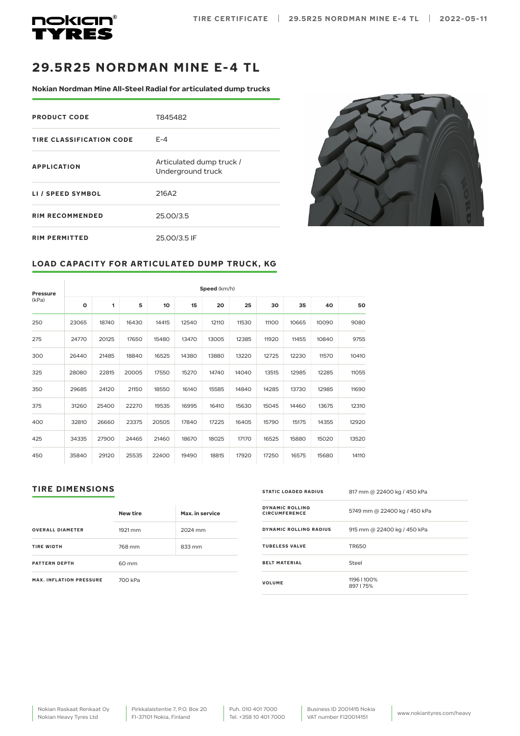# 29.5R25 NORDMAN MINE E-4 TL

**Nokian Nordman Mine All-Steel Radial for articulated dump trucks**

| | |
|---|---|
| **PRODUCT CODE** | T845482 |
| **TIRE CLASSIFICATION CODE** | E-4 |
| **APPLICATION** | Articulated dump truck / Underground truck |
| **LI / SPEED SYMBOL** | 216A2 |
| **RIM RECOMMENDED** | 25.00/3.5 |
| **RIM PERMITTED** | 25.00/3.5 IF |

## LOAD CAPACITY FOR ARTICULATED DUMP TRUCK, KG

| **Pressure** (kPa) | **Speed** (km/h) | | | | | | | | | | |
|---|---|---|---|---|---|---|---|---|---|---|---|
| | **0** | **1** | **5** | **10** | **15** | **20** | **25** | **30** | **35** | **40** | **50** |
| 250 | 23065 | 18740 | 16430 | 14415 | 12540 | 12110 | 11530 | 11100 | 10665 | 10090 | 9080 |
| 275 | 24770 | 20125 | 17650 | 15480 | 13470 | 13005 | 12385 | 11920 | 11455 | 10840 | 9755 |
| 300 | 26440 | 21485 | 18840 | 16525 | 14380 | 13880 | 13220 | 12725 | 12230 | 11570 | 10410 |
| 325 | 28080 | 22815 | 20005 | 17550 | 15270 | 14740 | 14040 | 13515 | 12985 | 12285 | 11055 |
| 350 | 29685 | 24120 | 21150 | 18550 | 16140 | 15585 | 14840 | 14285 | 13730 | 12985 | 11690 |
| 375 | 31260 | 25400 | 22270 | 19535 | 16995 | 16410 | 15630 | 15045 | 14460 | 13675 | 12310 |
| 400 | 32810 | 26660 | 23375 | 20505 | 17840 | 17225 | 16405 | 15790 | 15175 | 14355 | 12920 |
| 425 | 34335 | 27900 | 24465 | 21460 | 18670 | 18025 | 17170 | 16525 | 15880 | 15020 | 13520 |
| 450 | 35840 | 29120 | 25535 | 22400 | 19490 | 18815 | 17920 | 17250 | 16575 | 15680 | 14110 |

## TIRE DIMENSIONS

| | New tire | Max. in service |
|---|---|---|
| **OVERALL DIAMETER** | 1921 mm | 2024 mm |
| **TIRE WIDTH** | 768 mm | 833 mm |
| **PATTERN DEPTH** | 60 mm | |
| **MAX. INFLATION PRESSURE** | 700 kPa | |

| | |
|---|---|
| **STATIC LOADED RADIUS** | 817 mm @ 22400 kg / 450 kPa |
| **DYNAMIC ROLLING CIRCUMFERENCE** | 5749 mm @ 22400 kg / 450 kPa |
| **DYNAMIC ROLLING RADIUS** | 915 mm @ 22400 kg / 450 kPa |
| **TUBELESS VALVE** | TR650 |
| **BELT MATERIAL** | Steel |
| **VOLUME** | 1196 l 100%<br>897 l 75% |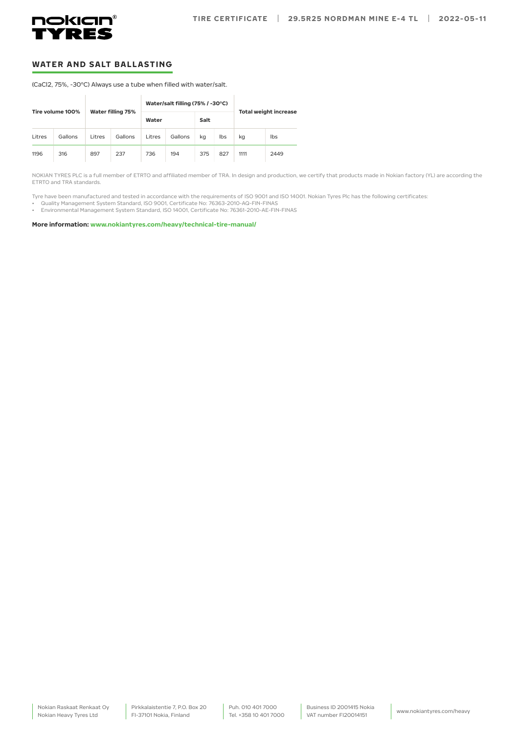## WATER AND SALT BALLASTING

($CaCl_2$, 75%, -30°C) Always use a tube when filled with water/salt.

| Tire volume 100% | | Water filling 75% | | Water/salt filling (75% / -30°C) | | | | Total weight increase | |
|---|---|---|---|---|---|---|---|---|---|
| | | | | Water | | Salt | | | |
| Litres | Gallons | Litres | Gallons | Litres | Gallons | kg | lbs | kg | lbs |
| 1196 | 316 | 897 | 237 | 736 | 194 | 375 | 827 | 1111 | 2449 |

NOKIAN TYRES PLC is a full member of ETRTO and affiliated member of TRA. In design and production, we certify that products made in Nokian factory (YL) are according the ETRTO and TRA standards.

Tyre have been manufactured and tested in accordance with the requirements of ISO 9001 and ISO 14001. Nokian Tyres Plc has the following certificates:

- Quality Management System Standard, ISO 9001, Certificate No: 76363-2010-AQ-FIN-FINAS
- Environmental Management System Standard, ISO 14001, Certificate No: 76361-2010-AE-FIN-FINAS

**More information: www.nokiantyres.com/heavy/technical-tire-manual/**